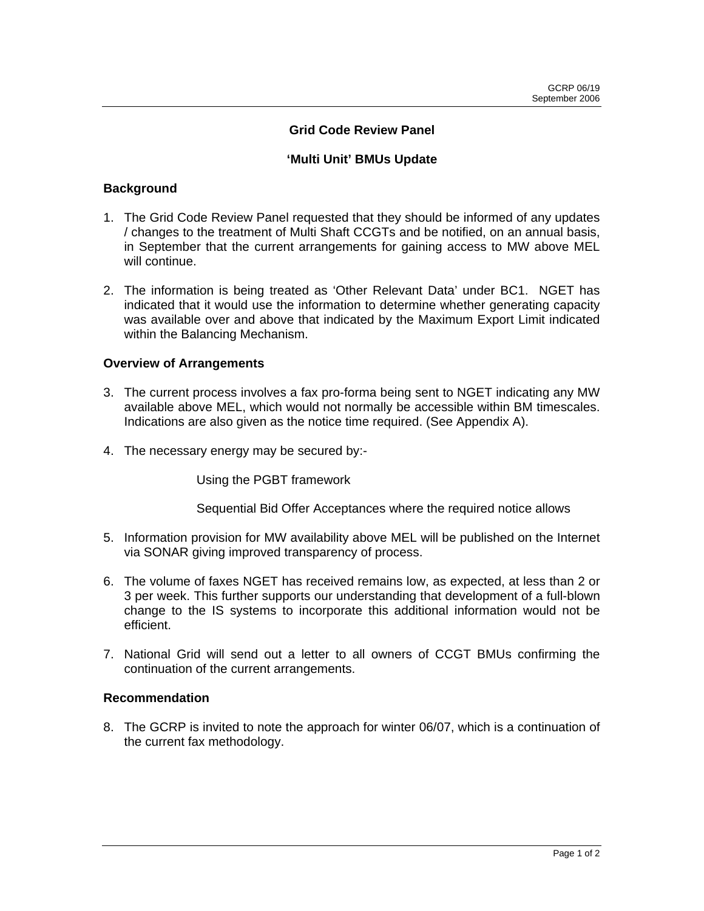GCRP 06/19
September 2006

# Grid Code Review Panel

## 'Multi Unit' BMUs Update

### Background

1. The Grid Code Review Panel requested that they should be informed of any updates / changes to the treatment of Multi Shaft CCGTs and be notified, on an annual basis, in September that the current arrangements for gaining access to MW above MEL will continue.

2. The information is being treated as 'Other Relevant Data' under BC1. NGET has indicated that it would use the information to determine whether generating capacity was available over and above that indicated by the Maximum Export Limit indicated within the Balancing Mechanism.

### Overview of Arrangements

3. The current process involves a fax pro-forma being sent to NGET indicating any MW available above MEL, which would not normally be accessible within BM timescales. Indications are also given as the notice time required. (See Appendix A).

4. The necessary energy may be secured by:-

   Using the PGBT framework

   Sequential Bid Offer Acceptances where the required notice allows

5. Information provision for MW availability above MEL will be published on the Internet via SONAR giving improved transparency of process.

6. The volume of faxes NGET has received remains low, as expected, at less than 2 or 3 per week. This further supports our understanding that development of a full-blown change to the IS systems to incorporate this additional information would not be efficient.

7. National Grid will send out a letter to all owners of CCGT BMUs confirming the continuation of the current arrangements.

### Recommendation

8. The GCRP is invited to note the approach for winter 06/07, which is a continuation of the current fax methodology.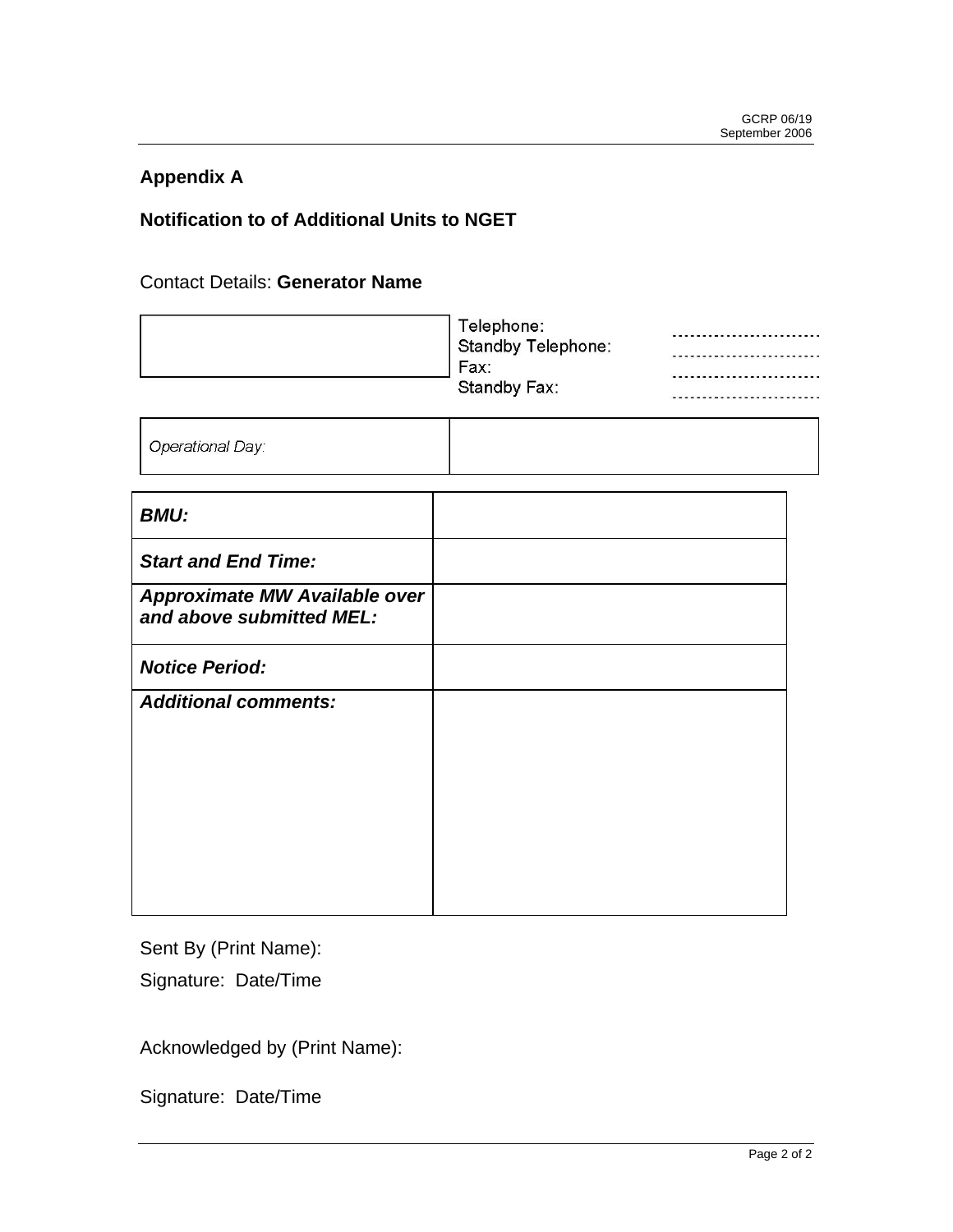## Appendix A

## Notification to of Additional Units to NGET

Contact Details: **Generator Name**

| | |
|---|---|
| | Telephone: ........................ <br> Standby Telephone: ........................ <br> Fax: ........................ <br> Standby Fax: ........................ |

| | |
|---|---|
| *Operational Day:* | |

| | |
|---|---|
| ***BMU:*** | |
| ***Start and End Time:*** | |
| ***Approximate MW Available over and above submitted MEL:*** | |
| ***Notice Period:*** | |
| ***Additional comments:*** | |

Sent By (Print Name):

Signature: Date/Time

Acknowledged by (Print Name):

Signature: Date/Time